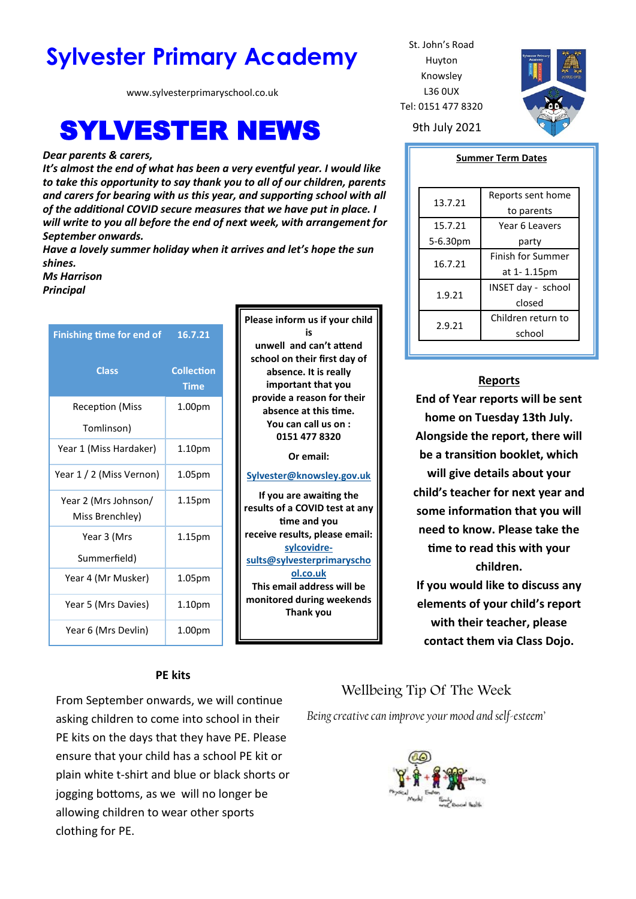# Sylvester Primary Academy

www.sylvesterprimaryschool.co.uk

St. John's Road
Huyton
Knowsley
L36 0UX
Tel: 0151 477 8320

# SYLVESTER NEWS

9th July 2021

***Dear parents & carers,***
***It's almost the end of what has been a very eventful year. I would like to take this opportunity to say thank you to all of our children, parents and carers for bearing with us this year, and supporting school with all of the additional COVID secure measures that we have put in place. I will write to you all before the end of next week, with arrangement for September onwards.***
***Have a lovely summer holiday when it arrives and let's hope the sun shines.***
***Ms Harrison***
***Principal***

**Summer Term Dates**

| | |
|---|---|
| 13.7.21 | Reports sent home to parents |
| 15.7.21 5-6.30pm | Year 6 Leavers party |
| 16.7.21 | Finish for Summer at 1- 1.15pm |
| 1.9.21 | INSET day - school closed |
| 2.9.21 | Children return to school |

| Finishing time for end of | 16.7.21 |
|---|---|
| **Class** | **Collection Time** |
| Reception (Miss Tomlinson) | 1.00pm |
| Year 1 (Miss Hardaker) | 1.10pm |
| Year 1 / 2 (Miss Vernon) | 1.05pm |
| Year 2 (Mrs Johnson/ Miss Brenchley) | 1.15pm |
| Year 3 (Mrs Summerfield) | 1.15pm |
| Year 4 (Mr Musker) | 1.05pm |
| Year 5 (Mrs Davies) | 1.10pm |
| Year 6 (Mrs Devlin) | 1.00pm |

**Please inform us if your child is unwell and can't attend school on their first day of absence. It is really important that you provide a reason for their absence at this time.**
**You can call us on : 0151 477 8320**

**Or email:**

**Sylvester@knowsley.gov.uk**

**If you are awaiting the results of a COVID test at any time and you receive results, please email:**
**sylcovidresults@sylvesterprimaryschool.co.uk**
**This email address will be monitored during weekends**
**Thank you**

**Reports**

**End of Year reports will be sent home on Tuesday 13th July. Alongside the report, there will be a transition booklet, which will give details about your child's teacher for next year and some information that you will need to know. Please take the time to read this with your children.**
**If you would like to discuss any elements of your child's report with their teacher, please contact them via Class Dojo.**

**PE kits**

From September onwards, we will continue asking children to come into school in their PE kits on the days that they have PE. Please ensure that your child has a school PE kit or plain white t-shirt and blue or black shorts or jogging bottoms, as we will no longer be allowing children to wear other sports clothing for PE.

## Wellbeing Tip Of The Week

*Being creative can improve your mood and self-esteem'*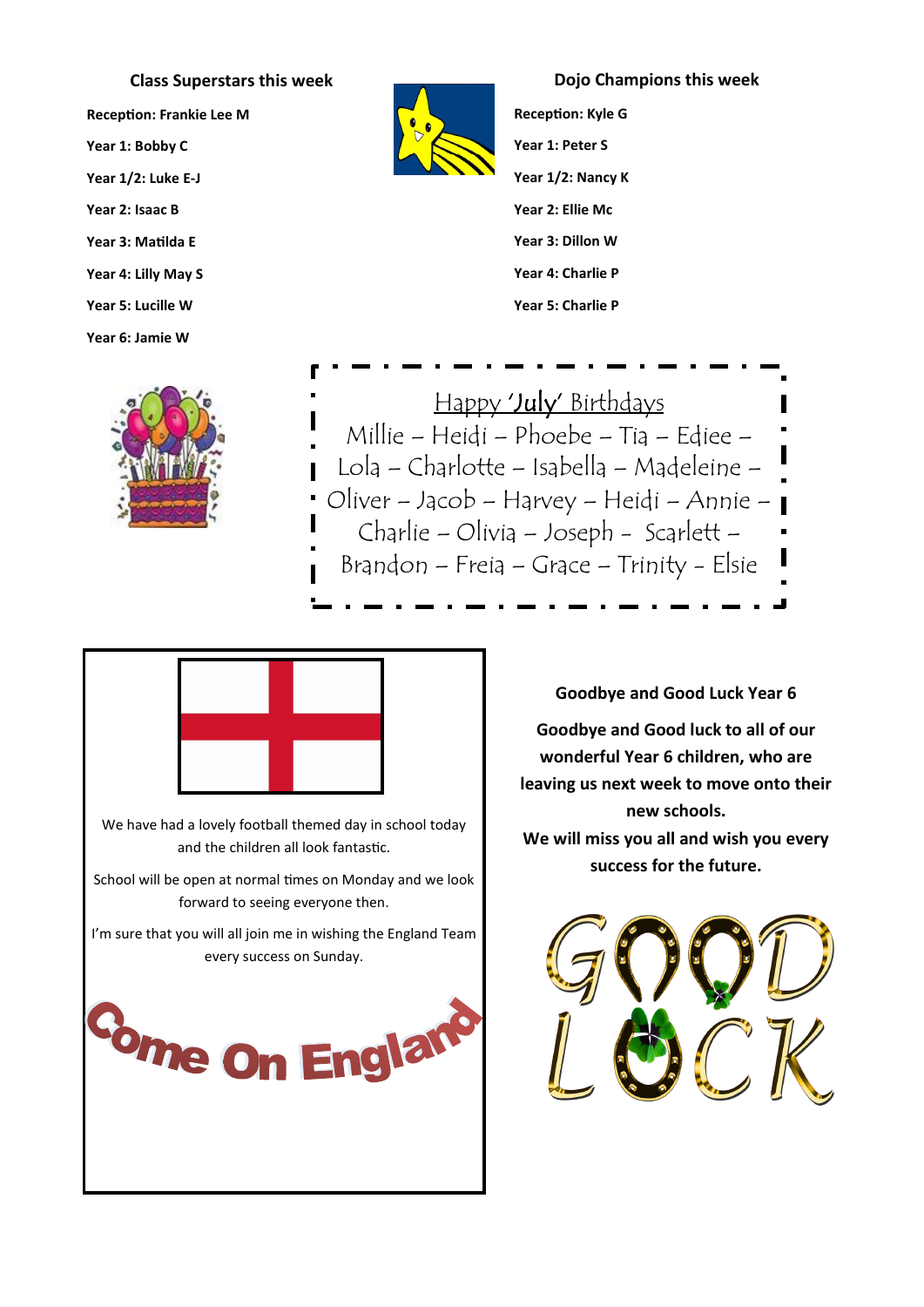### Class Superstars this week

**Reception: Frankie Lee M**

**Year 1: Bobby C**

**Year 1/2: Luke E-J**

**Year 2: Isaac B**

**Year 3: Matilda E**

**Year 4: Lilly May S**

**Year 5: Lucille W**

**Year 6: Jamie W**

### Dojo Champions this week

**Reception: Kyle G**

**Year 1: Peter S**

**Year 1/2: Nancy K**

**Year 2: Ellie Mc**

**Year 3: Dillon W**

**Year 4: Charlie P**

**Year 5: Charlie P**

Happy 'July' Birthdays

Millie – Heidi – Phoebe – Tia – Ediee – Lola – Charlotte – Isabella – Madeleine – Oliver – Jacob – Harvey – Heidi – Annie – Charlie – Olivia – Joseph - Scarlett – Brandon – Freia – Grace – Trinity - Elsie

We have had a lovely football themed day in school today and the children all look fantastic.

School will be open at normal times on Monday and we look forward to seeing everyone then.

I'm sure that you will all join me in wishing the England Team every success on Sunday.

Come On England

**Goodbye and Good Luck Year 6**

**Goodbye and Good luck to all of our wonderful Year 6 children, who are leaving us next week to move onto their new schools.**

**We will miss you all and wish you every success for the future.**

GOOD LUCK